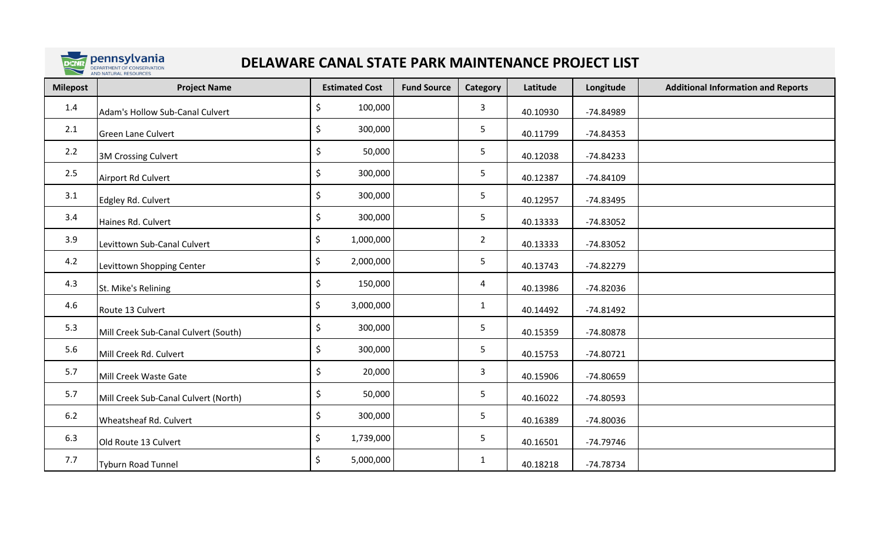# DELAWARE CANAL STATE PARK MAINTENANCE PROJECT LIST

| Milepost | Project Name | Estimated Cost | Fund Source | Category | Latitude | Longitude | Additional Information and Reports |
|---|---|---|---|---|---|---|---|
| 1.4 | Adam's Hollow Sub-Canal Culvert | $ 100,000 | | 3 | 40.10930 | -74.84989 | |
| 2.1 | Green Lane Culvert | $ 300,000 | | 5 | 40.11799 | -74.84353 | |
| 2.2 | 3M Crossing Culvert | $ 50,000 | | 5 | 40.12038 | -74.84233 | |
| 2.5 | Airport Rd Culvert | $ 300,000 | | 5 | 40.12387 | -74.84109 | |
| 3.1 | Edgley Rd. Culvert | $ 300,000 | | 5 | 40.12957 | -74.83495 | |
| 3.4 | Haines Rd. Culvert | $ 300,000 | | 5 | 40.13333 | -74.83052 | |
| 3.9 | Levittown Sub-Canal Culvert | $ 1,000,000 | | 2 | 40.13333 | -74.83052 | |
| 4.2 | Levittown Shopping Center | $ 2,000,000 | | 5 | 40.13743 | -74.82279 | |
| 4.3 | St. Mike's Relining | $ 150,000 | | 4 | 40.13986 | -74.82036 | |
| 4.6 | Route 13 Culvert | $ 3,000,000 | | 1 | 40.14492 | -74.81492 | |
| 5.3 | Mill Creek Sub-Canal Culvert (South) | $ 300,000 | | 5 | 40.15359 | -74.80878 | |
| 5.6 | Mill Creek Rd. Culvert | $ 300,000 | | 5 | 40.15753 | -74.80721 | |
| 5.7 | Mill Creek Waste Gate | $ 20,000 | | 3 | 40.15906 | -74.80659 | |
| 5.7 | Mill Creek Sub-Canal Culvert (North) | $ 50,000 | | 5 | 40.16022 | -74.80593 | |
| 6.2 | Wheatsheaf Rd. Culvert | $ 300,000 | | 5 | 40.16389 | -74.80036 | |
| 6.3 | Old Route 13 Culvert | $ 1,739,000 | | 5 | 40.16501 | -74.79746 | |
| 7.7 | Tyburn Road Tunnel | $ 5,000,000 | | 1 | 40.18218 | -74.78734 | |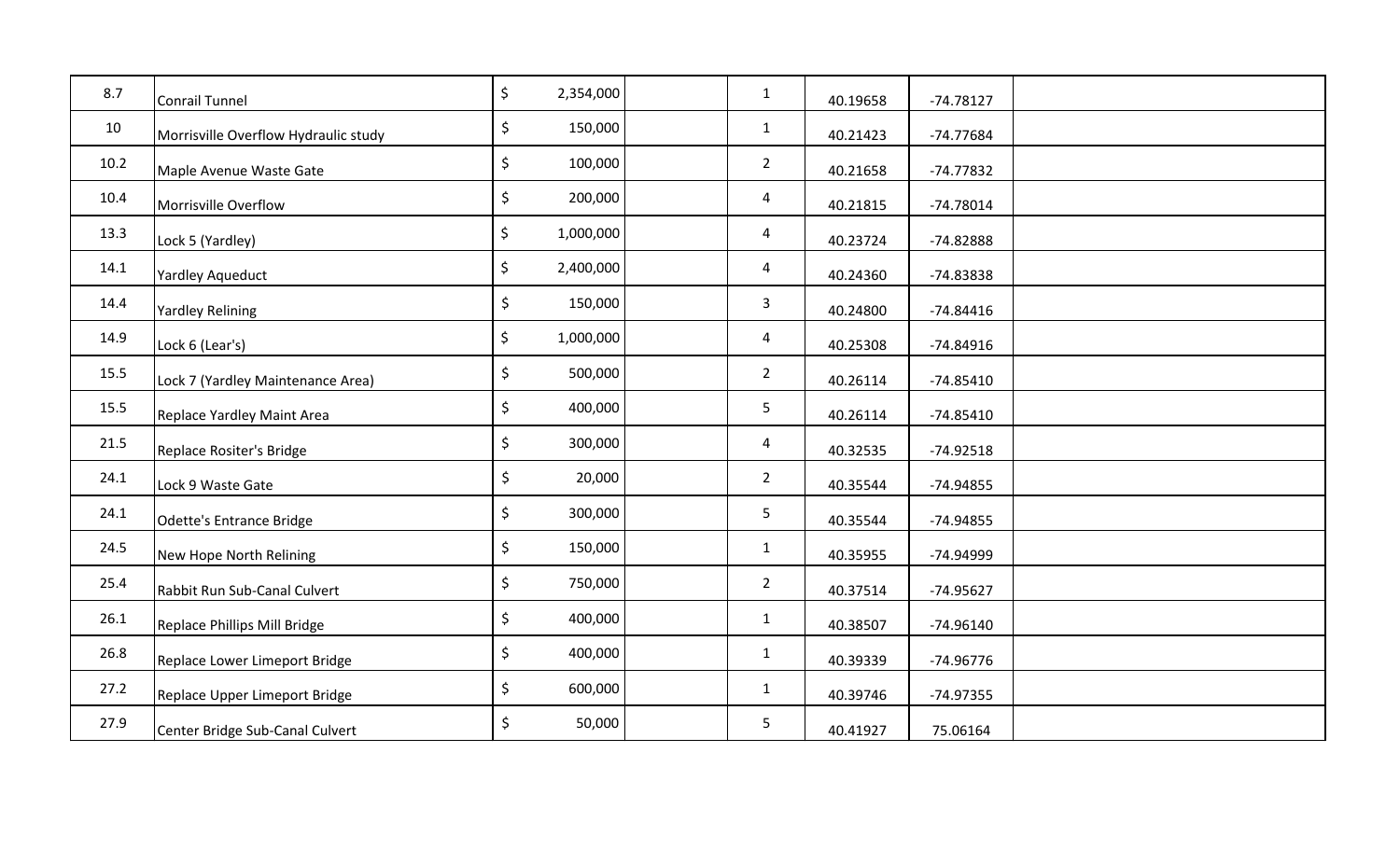| | | | | | | | |
|---|---|---|---|---|---|---|---|
| 8.7 | Conrail Tunnel | $ 2,354,000 | | 1 | 40.19658 | -74.78127 | |
| 10 | Morrisville Overflow Hydraulic study | $ 150,000 | | 1 | 40.21423 | -74.77684 | |
| 10.2 | Maple Avenue Waste Gate | $ 100,000 | | 2 | 40.21658 | -74.77832 | |
| 10.4 | Morrisville Overflow | $ 200,000 | | 4 | 40.21815 | -74.78014 | |
| 13.3 | Lock 5 (Yardley) | $ 1,000,000 | | 4 | 40.23724 | -74.82888 | |
| 14.1 | Yardley Aqueduct | $ 2,400,000 | | 4 | 40.24360 | -74.83838 | |
| 14.4 | Yardley Relining | $ 150,000 | | 3 | 40.24800 | -74.84416 | |
| 14.9 | Lock 6 (Lear's) | $ 1,000,000 | | 4 | 40.25308 | -74.84916 | |
| 15.5 | Lock 7 (Yardley Maintenance Area) | $ 500,000 | | 2 | 40.26114 | -74.85410 | |
| 15.5 | Replace Yardley Maint Area | $ 400,000 | | 5 | 40.26114 | -74.85410 | |
| 21.5 | Replace Rositer's Bridge | $ 300,000 | | 4 | 40.32535 | -74.92518 | |
| 24.1 | Lock 9 Waste Gate | $ 20,000 | | 2 | 40.35544 | -74.94855 | |
| 24.1 | Odette's Entrance Bridge | $ 300,000 | | 5 | 40.35544 | -74.94855 | |
| 24.5 | New Hope North Relining | $ 150,000 | | 1 | 40.35955 | -74.94999 | |
| 25.4 | Rabbit Run Sub-Canal Culvert | $ 750,000 | | 2 | 40.37514 | -74.95627 | |
| 26.1 | Replace Phillips Mill Bridge | $ 400,000 | | 1 | 40.38507 | -74.96140 | |
| 26.8 | Replace Lower Limeport Bridge | $ 400,000 | | 1 | 40.39339 | -74.96776 | |
| 27.2 | Replace Upper Limeport Bridge | $ 600,000 | | 1 | 40.39746 | -74.97355 | |
| 27.9 | Center Bridge Sub-Canal Culvert | $ 50,000 | | 5 | 40.41927 | 75.06164 | |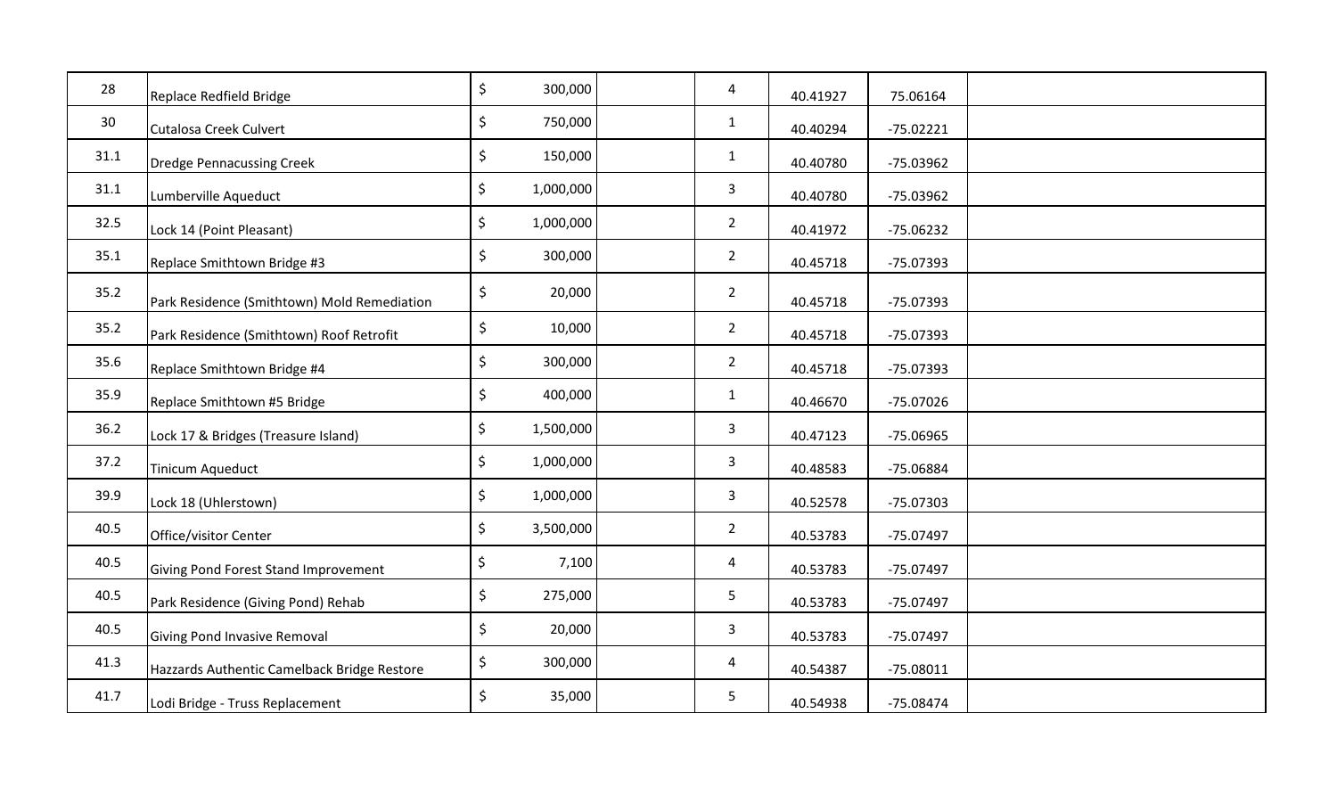| | | | | | | | |
|---|---|---|---|---|---|---|---|
| 28 | Replace Redfield Bridge | $ 300,000 | | 4 | 40.41927 | 75.06164 | |
| 30 | Cutalosa Creek Culvert | $ 750,000 | | 1 | 40.40294 | -75.02221 | |
| 31.1 | Dredge Pennacussing Creek | $ 150,000 | | 1 | 40.40780 | -75.03962 | |
| 31.1 | Lumberville Aqueduct | $ 1,000,000 | | 3 | 40.40780 | -75.03962 | |
| 32.5 | Lock 14 (Point Pleasant) | $ 1,000,000 | | 2 | 40.41972 | -75.06232 | |
| 35.1 | Replace Smithtown Bridge #3 | $ 300,000 | | 2 | 40.45718 | -75.07393 | |
| 35.2 | Park Residence (Smithtown) Mold Remediation | $ 20,000 | | 2 | 40.45718 | -75.07393 | |
| 35.2 | Park Residence (Smithtown) Roof Retrofit | $ 10,000 | | 2 | 40.45718 | -75.07393 | |
| 35.6 | Replace Smithtown Bridge #4 | $ 300,000 | | 2 | 40.45718 | -75.07393 | |
| 35.9 | Replace Smithtown #5 Bridge | $ 400,000 | | 1 | 40.46670 | -75.07026 | |
| 36.2 | Lock 17 & Bridges (Treasure Island) | $ 1,500,000 | | 3 | 40.47123 | -75.06965 | |
| 37.2 | Tinicum Aqueduct | $ 1,000,000 | | 3 | 40.48583 | -75.06884 | |
| 39.9 | Lock 18 (Uhlerstown) | $ 1,000,000 | | 3 | 40.52578 | -75.07303 | |
| 40.5 | Office/visitor Center | $ 3,500,000 | | 2 | 40.53783 | -75.07497 | |
| 40.5 | Giving Pond Forest Stand Improvement | $ 7,100 | | 4 | 40.53783 | -75.07497 | |
| 40.5 | Park Residence (Giving Pond) Rehab | $ 275,000 | | 5 | 40.53783 | -75.07497 | |
| 40.5 | Giving Pond Invasive Removal | $ 20,000 | | 3 | 40.53783 | -75.07497 | |
| 41.3 | Hazzards Authentic Camelback Bridge Restore | $ 300,000 | | 4 | 40.54387 | -75.08011 | |
| 41.7 | Lodi Bridge - Truss Replacement | $ 35,000 | | 5 | 40.54938 | -75.08474 | |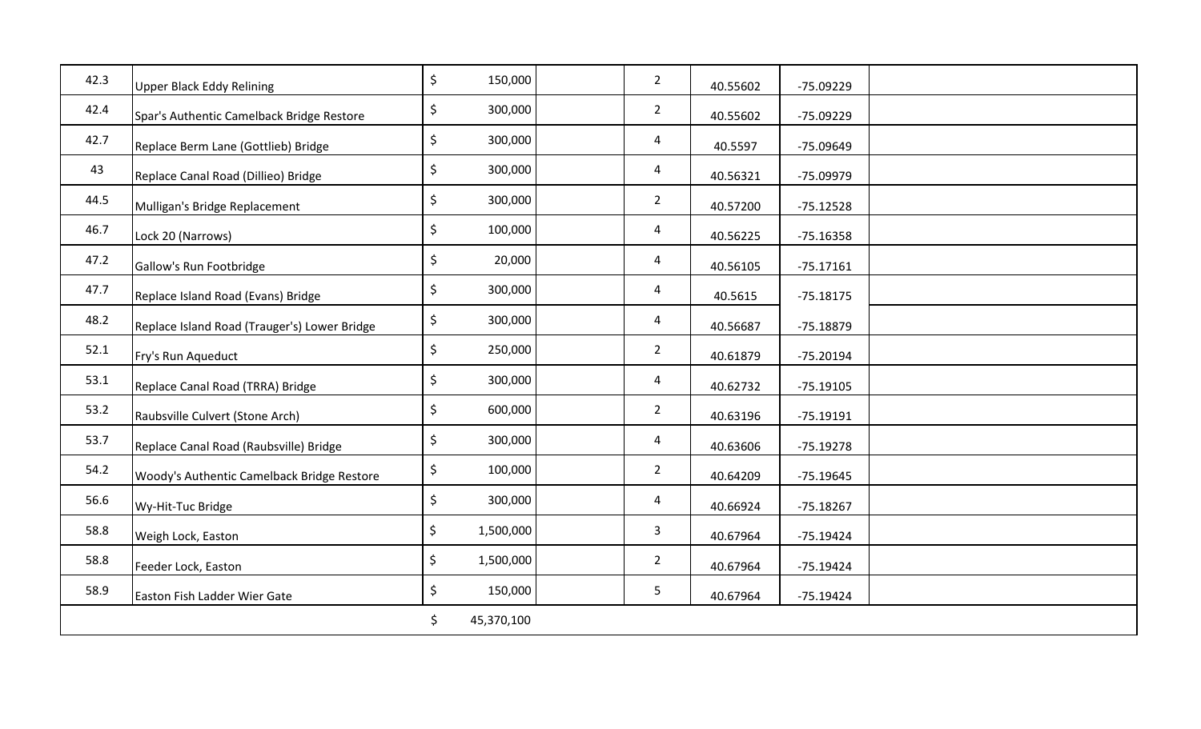| | | | | | | | |
|---|---|---|---|---|---|---|---|
| 42.3 | Upper Black Eddy Relining | $ 150,000 | | 2 | 40.55602 | -75.09229 | |
| 42.4 | Spar's Authentic Camelback Bridge Restore | $ 300,000 | | 2 | 40.55602 | -75.09229 | |
| 42.7 | Replace Berm Lane (Gottlieb) Bridge | $ 300,000 | | 4 | 40.5597 | -75.09649 | |
| 43 | Replace Canal Road (Dillieo) Bridge | $ 300,000 | | 4 | 40.56321 | -75.09979 | |
| 44.5 | Mulligan's Bridge Replacement | $ 300,000 | | 2 | 40.57200 | -75.12528 | |
| 46.7 | Lock 20 (Narrows) | $ 100,000 | | 4 | 40.56225 | -75.16358 | |
| 47.2 | Gallow's Run Footbridge | $ 20,000 | | 4 | 40.56105 | -75.17161 | |
| 47.7 | Replace Island Road (Evans) Bridge | $ 300,000 | | 4 | 40.5615 | -75.18175 | |
| 48.2 | Replace Island Road (Trauger's) Lower Bridge | $ 300,000 | | 4 | 40.56687 | -75.18879 | |
| 52.1 | Fry's Run Aqueduct | $ 250,000 | | 2 | 40.61879 | -75.20194 | |
| 53.1 | Replace Canal Road (TRRA) Bridge | $ 300,000 | | 4 | 40.62732 | -75.19105 | |
| 53.2 | Raubsville Culvert (Stone Arch) | $ 600,000 | | 2 | 40.63196 | -75.19191 | |
| 53.7 | Replace Canal Road (Raubsville) Bridge | $ 300,000 | | 4 | 40.63606 | -75.19278 | |
| 54.2 | Woody's Authentic Camelback Bridge Restore | $ 100,000 | | 2 | 40.64209 | -75.19645 | |
| 56.6 | Wy-Hit-Tuc Bridge | $ 300,000 | | 4 | 40.66924 | -75.18267 | |
| 58.8 | Weigh Lock, Easton | $ 1,500,000 | | 3 | 40.67964 | -75.19424 | |
| 58.8 | Feeder Lock, Easton | $ 1,500,000 | | 2 | 40.67964 | -75.19424 | |
| 58.9 | Easton Fish Ladder Wier Gate | $ 150,000 | | 5 | 40.67964 | -75.19424 | |
| | | $ 45,370,100 | | | | | |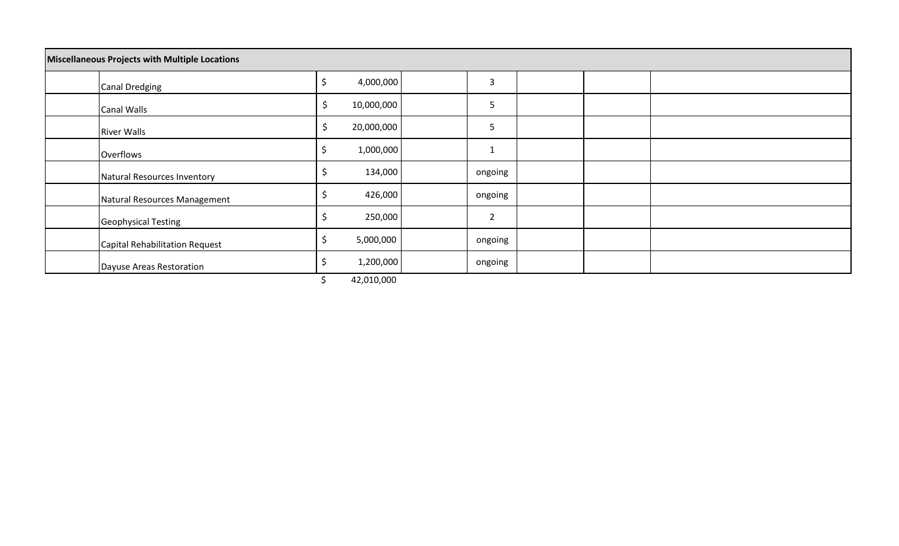| Miscellaneous Projects with Multiple Locations | | | | | | | |
|---|---|---|---|---|---|---|---|
| | Canal Dredging | $ 4,000,000 | | 3 | | | |
| | Canal Walls | $ 10,000,000 | | 5 | | | |
| | River Walls | $ 20,000,000 | | 5 | | | |
| | Overflows | $ 1,000,000 | | 1 | | | |
| | Natural Resources Inventory | $ 134,000 | | ongoing | | | |
| | Natural Resources Management | $ 426,000 | | ongoing | | | |
| | Geophysical Testing | $ 250,000 | | 2 | | | |
| | Capital Rehabilitation Request | $ 5,000,000 | | ongoing | | | |
| | Dayuse Areas Restoration | $ 1,200,000 | | ongoing | | | |
| | | $ 42,010,000 | | | | | |